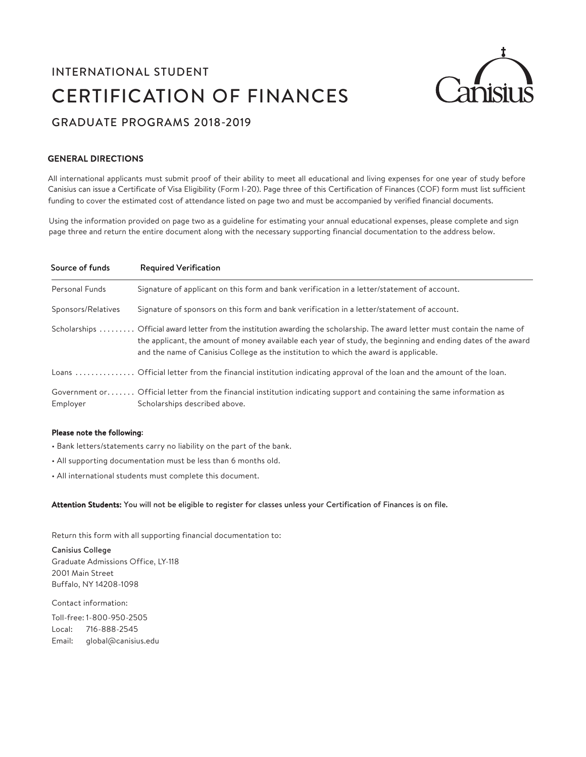# INTERNATIONAL STUDENT

# CERTIFICATION OF FINANCES

## GRADUATE PROGRAMS 2018-2019

### GENERAL DIRECTIONS

All international applicants must submit proof of their ability to meet all educational and living expenses for one year of study before Canisius can issue a Certificate of Visa Eligibility (Form I-20). Page three of this Certification of Finances (COF) form must list sufficient funding to cover the estimated cost of attendance listed on page two and must be accompanied by verified financial documents.

Using the information provided on page two as a guideline for estimating your annual educational expenses, please complete and sign page three and return the entire document along with the necessary supporting financial documentation to the address below.

| Source of funds | Required Verification |
| --- | --- |
| Personal Funds | Signature of applicant on this form and bank verification in a letter/statement of account. |
| Sponsors/Relatives | Signature of sponsors on this form and bank verification in a letter/statement of account. |
| Scholarships | Official award letter from the institution awarding the scholarship. The award letter must contain the name of the applicant, the amount of money available each year of study, the beginning and ending dates of the award and the name of Canisius College as the institution to which the award is applicable. |
| Loans | Official letter from the financial institution indicating approval of the loan and the amount of the loan. |
| Government or Employer | Official letter from the financial institution indicating support and containing the same information as Scholarships described above. |

**Please note the following:**

- Bank letters/statements carry no liability on the part of the bank.
- All supporting documentation must be less than 6 months old.
- All international students must complete this document.

**Attention Students:** You will not be eligible to register for classes unless your Certification of Finances is on file.

Return this form with all supporting financial documentation to:

Canisius College
Graduate Admissions Office, LY-118
2001 Main Street
Buffalo, NY 14208-1098

Contact information:

Toll-free: 1-800-950-2505
Local: 716-888-2545
Email: global@canisius.edu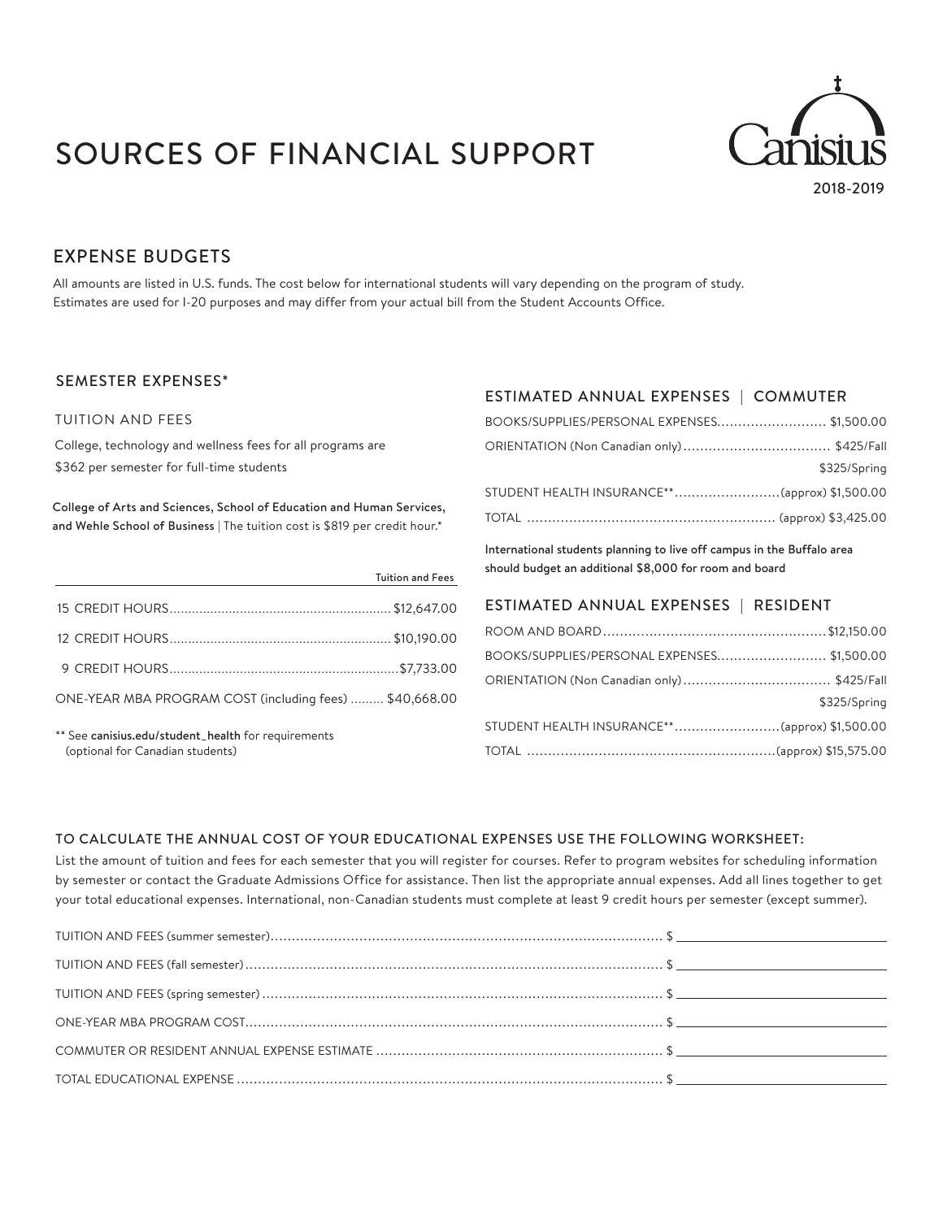# SOURCES OF FINANCIAL SUPPORT

2018-2019

## EXPENSE BUDGETS

All amounts are listed in U.S. funds. The cost below for international students will vary depending on the program of study. Estimates are used for I-20 purposes and may differ from your actual bill from the Student Accounts Office.

### SEMESTER EXPENSES*

#### TUITION AND FEES

College, technology and wellness fees for all programs are $362 per semester for full-time students

**College of Arts and Sciences, School of Education and Human Services, and Wehle School of Business** | The tuition cost is $819 per credit hour.*

| | Tuition and Fees |
|---|---|
| 15 CREDIT HOURS | $12,647.00 |
| 12 CREDIT HOURS | $10,190.00 |
| 9 CREDIT HOURS | $7,733.00 |
| ONE-YEAR MBA PROGRAM COST (including fees) | $40,668.00 |

** See **canisius.edu/student_health** for requirements (optional for Canadian students)

### ESTIMATED ANNUAL EXPENSES | COMMUTER

| | |
|---|---|
| BOOKS/SUPPLIES/PERSONAL EXPENSES | $1,500.00 |
| ORIENTATION (Non Canadian only) | $425/Fall |
| | $325/Spring |
| STUDENT HEALTH INSURANCE** | (approx) $1,500.00 |
| TOTAL | (approx) $3,425.00 |

**International students planning to live off campus in the Buffalo area should budget an additional $8,000 for room and board**

### ESTIMATED ANNUAL EXPENSES | RESIDENT

| | |
|---|---|
| ROOM AND BOARD | $12,150.00 |
| BOOKS/SUPPLIES/PERSONAL EXPENSES | $1,500.00 |
| ORIENTATION (Non Canadian only) | $425/Fall |
| | $325/Spring |
| STUDENT HEALTH INSURANCE** | (approx) $1,500.00 |
| TOTAL | (approx) $15,575.00 |

### TO CALCULATE THE ANNUAL COST OF YOUR EDUCATIONAL EXPENSES USE THE FOLLOWING WORKSHEET:

List the amount of tuition and fees for each semester that you will register for courses. Refer to program websites for scheduling information by semester or contact the Graduate Admissions Office for assistance. Then list the appropriate annual expenses. Add all lines together to get your total educational expenses. International, non-Canadian students must complete at least 9 credit hours per semester (except summer).

| | |
|---|---|
| TUITION AND FEES (summer semester) | $ ______________ |
| TUITION AND FEES (fall semester) | $ ______________ |
| TUITION AND FEES (spring semester) | $ ______________ |
| ONE-YEAR MBA PROGRAM COST | $ ______________ |
| COMMUTER OR RESIDENT ANNUAL EXPENSE ESTIMATE | $ ______________ |
| TOTAL EDUCATIONAL EXPENSE | $ ______________ |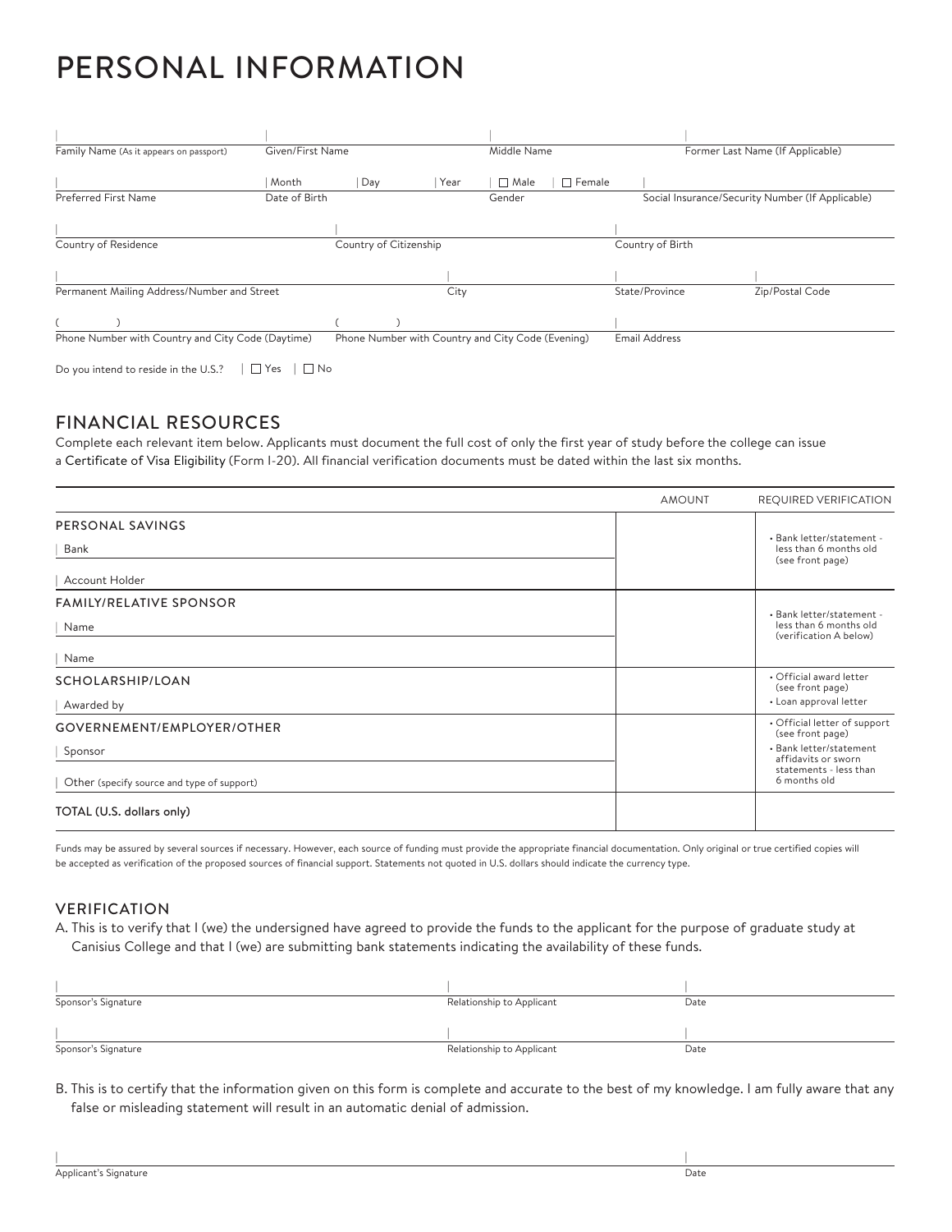# PERSONAL INFORMATION

| Family Name (As it appears on passport) | Given/First Name | Middle Name | Former Last Name (If Applicable) |
|---|---|---|---|
| | | | |

| Preferred First Name | Date of Birth (Month / Day / Year) | Gender (☐ Male ☐ Female) | Social Insurance/Security Number (If Applicable) |
|---|---|---|---|
| | | | |

| Country of Residence | Country of Citizenship | Country of Birth |
|---|---|---|
| | | |

| Permanent Mailing Address/Number and Street | City | State/Province | Zip/Postal Code |
|---|---|---|---|
| | | | |

| Phone Number with Country and City Code (Daytime) | Phone Number with Country and City Code (Evening) | Email Address |
|---|---|---|
| ( ) | ( ) | |

Do you intend to reside in the U.S.? ☐ Yes ☐ No

## FINANCIAL RESOURCES

Complete each relevant item below. Applicants must document the full cost of only the first year of study before the college can issue a Certificate of Visa Eligibility (Form I-20). All financial verification documents must be dated within the last six months.

| | AMOUNT | REQUIRED VERIFICATION |
|---|---|---|
| PERSONAL SAVINGS<br>Bank<br>Account Holder | | • Bank letter/statement - less than 6 months old (see front page) |
| FAMILY/RELATIVE SPONSOR<br>Name<br>Name | | • Bank letter/statement - less than 6 months old (verification A below) |
| SCHOLARSHIP/LOAN<br>Awarded by | | • Official award letter (see front page)<br>• Loan approval letter |
| GOVERNEMENT/EMPLOYER/OTHER<br>Sponsor<br>Other (specify source and type of support) | | • Official letter of support (see front page)<br>• Bank letter/statement affidavits or sworn statements - less than 6 months old |
| TOTAL (U.S. dollars only) | | |

Funds may be assured by several sources if necessary. However, each source of funding must provide the appropriate financial documentation. Only original or true certified copies will be accepted as verification of the proposed sources of financial support. Statements not quoted in U.S. dollars should indicate the currency type.

## VERIFICATION

A. This is to verify that I (we) the undersigned have agreed to provide the funds to the applicant for the purpose of graduate study at Canisius College and that I (we) are submitting bank statements indicating the availability of these funds.

| Sponsor's Signature | Relationship to Applicant | Date |
|---|---|---|
| | | |

| Sponsor's Signature | Relationship to Applicant | Date |
|---|---|---|
| | | |

B. This is to certify that the information given on this form is complete and accurate to the best of my knowledge. I am fully aware that any false or misleading statement will result in an automatic denial of admission.

| Applicant's Signature | Date |
|---|---|
| | |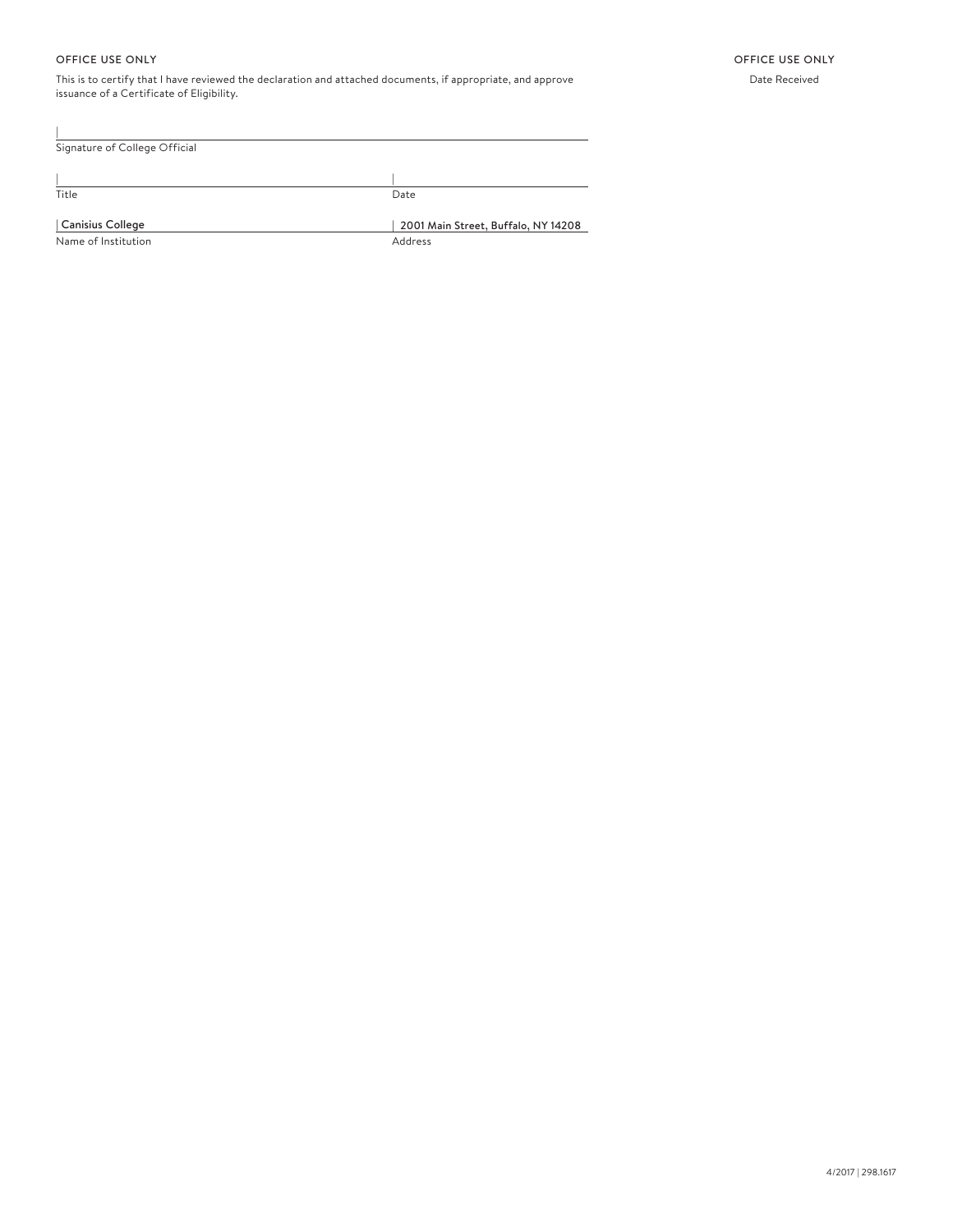OFFICE USE ONLY

This is to certify that I have reviewed the declaration and attached documents, if appropriate, and approve issuance of a Certificate of Eligibility.

Signature of College Official

| | |
|---|---|
| Title | Date |
| Canisius College | 2001 Main Street, Buffalo, NY 14208 |
| Name of Institution | Address |

OFFICE USE ONLY

Date Received

4/2017 | 298.1617